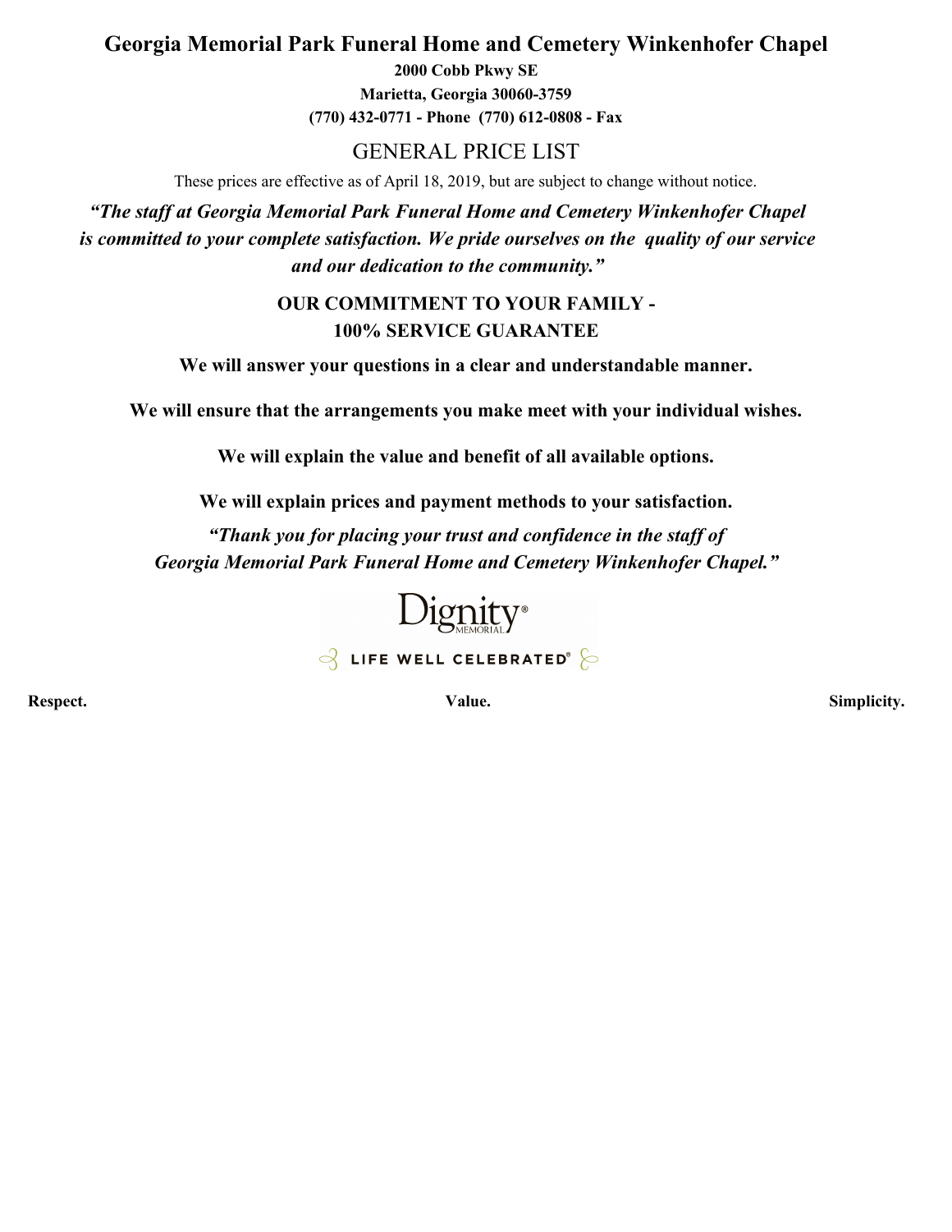# Georgia Memorial Park Funeral Home and Cemetery Winkenhofer Chapel

**2000 Cobb Pkwy SE**

**Marietta, Georgia 30060-3759**

**(770) 432-0771 - Phone (770) 612-0808 - Fax**

## GENERAL PRICE LIST

These prices are effective as of April 18, 2019, but are subject to change without notice.

***"The staff at Georgia Memorial Park Funeral Home and Cemetery Winkenhofer Chapel is committed to your complete satisfaction. We pride ourselves on the quality of our service and our dedication to the community."***

**OUR COMMITMENT TO YOUR FAMILY -**
**100% SERVICE GUARANTEE**

**We will answer your questions in a clear and understandable manner.**

**We will ensure that the arrangements you make meet with your individual wishes.**

**We will explain the value and benefit of all available options.**

**We will explain prices and payment methods to your satisfaction.**

***"Thank you for placing your trust and confidence in the staff of Georgia Memorial Park Funeral Home and Cemetery Winkenhofer Chapel."***

Dignity® MEMORIAL

LIFE WELL CELEBRATED®

**Respect.** **Value.** **Simplicity.**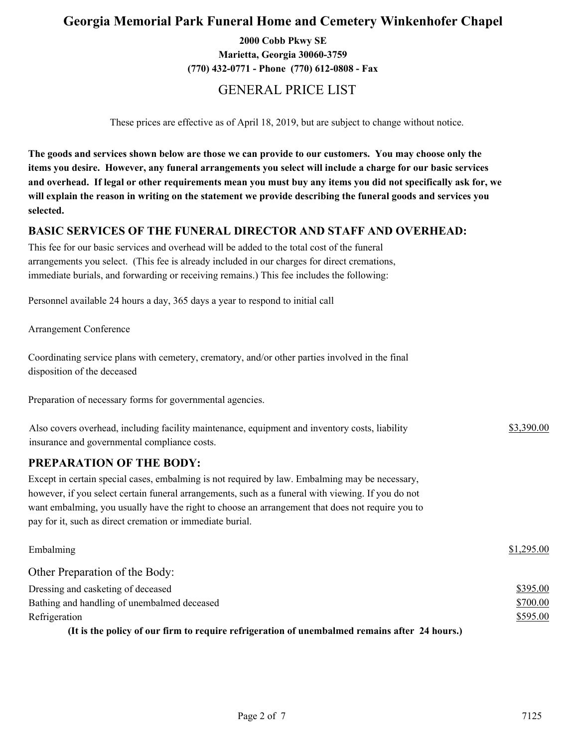# Georgia Memorial Park Funeral Home and Cemetery Winkenhofer Chapel

**2000 Cobb Pkwy SE**
**Marietta, Georgia 30060-3759**
**(770) 432-0771 - Phone (770) 612-0808 - Fax**

## GENERAL PRICE LIST

These prices are effective as of April 18, 2019, but are subject to change without notice.

**The goods and services shown below are those we can provide to our customers. You may choose only the items you desire. However, any funeral arrangements you select will include a charge for our basic services and overhead. If legal or other requirements mean you must buy any items you did not specifically ask for, we will explain the reason in writing on the statement we provide describing the funeral goods and services you selected.**

### BASIC SERVICES OF THE FUNERAL DIRECTOR AND STAFF AND OVERHEAD:

This fee for our basic services and overhead will be added to the total cost of the funeral arrangements you select. (This fee is already included in our charges for direct cremations, immediate burials, and forwarding or receiving remains.) This fee includes the following:

Personnel available 24 hours a day, 365 days a year to respond to initial call

Arrangement Conference

Coordinating service plans with cemetery, crematory, and/or other parties involved in the final disposition of the deceased

Preparation of necessary forms for governmental agencies.

| | |
|---|---|
| Also covers overhead, including facility maintenance, equipment and inventory costs, liability insurance and governmental compliance costs. | $3,390.00 |

### PREPARATION OF THE BODY:

Except in certain special cases, embalming is not required by law. Embalming may be necessary, however, if you select certain funeral arrangements, such as a funeral with viewing. If you do not want embalming, you usually have the right to choose an arrangement that does not require you to pay for it, such as direct cremation or immediate burial.

| | |
|---|---|
| Embalming | $1,295.00 |

Other Preparation of the Body:

| | |
|---|---|
| Dressing and casketing of deceased | $395.00 |
| Bathing and handling of unembalmed deceased | $700.00 |
| Refrigeration | $595.00 |

**(It is the policy of our firm to require refrigeration of unembalmed remains after 24 hours.)**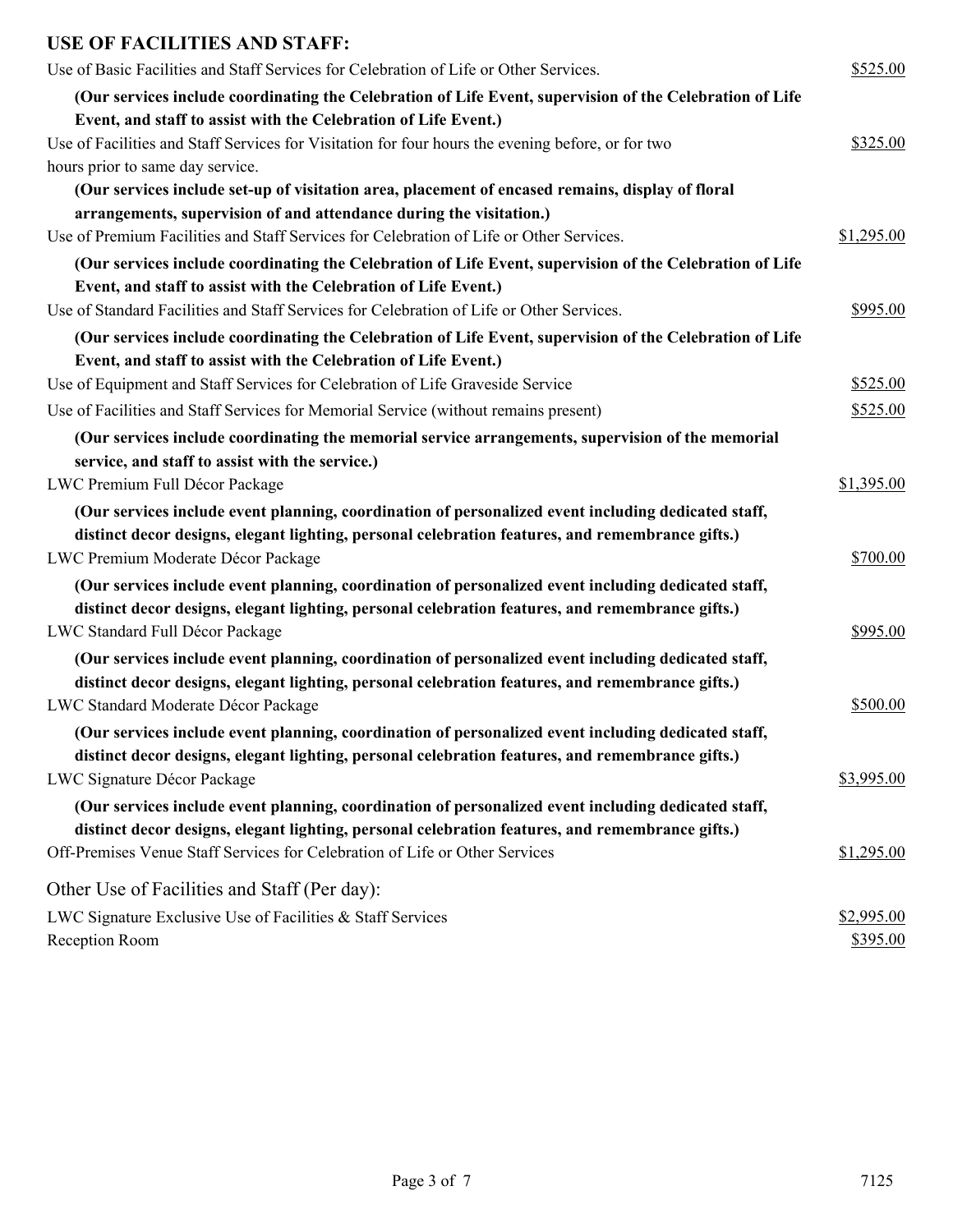## USE OF FACILITIES AND STAFF:

| Service | Price |
|---|---|
| Use of Basic Facilities and Staff Services for Celebration of Life or Other Services.<br>**(Our services include coordinating the Celebration of Life Event, supervision of the Celebration of Life Event, and staff to assist with the Celebration of Life Event.)** | $525.00 |
| Use of Facilities and Staff Services for Visitation for four hours the evening before, or for two hours prior to same day service.<br>**(Our services include set-up of visitation area, placement of encased remains, display of floral arrangements, supervision of and attendance during the visitation.)** | $325.00 |
| Use of Premium Facilities and Staff Services for Celebration of Life or Other Services.<br>**(Our services include coordinating the Celebration of Life Event, supervision of the Celebration of Life Event, and staff to assist with the Celebration of Life Event.)** | $1,295.00 |
| Use of Standard Facilities and Staff Services for Celebration of Life or Other Services.<br>**(Our services include coordinating the Celebration of Life Event, supervision of the Celebration of Life Event, and staff to assist with the Celebration of Life Event.)** | $995.00 |
| Use of Equipment and Staff Services for Celebration of Life Graveside Service | $525.00 |
| Use of Facilities and Staff Services for Memorial Service (without remains present)<br>**(Our services include coordinating the memorial service arrangements, supervision of the memorial service, and staff to assist with the service.)** | $525.00 |
| LWC Premium Full Décor Package<br>**(Our services include event planning, coordination of personalized event including dedicated staff, distinct decor designs, elegant lighting, personal celebration features, and remembrance gifts.)** | $1,395.00 |
| LWC Premium Moderate Décor Package<br>**(Our services include event planning, coordination of personalized event including dedicated staff, distinct decor designs, elegant lighting, personal celebration features, and remembrance gifts.)** | $700.00 |
| LWC Standard Full Décor Package<br>**(Our services include event planning, coordination of personalized event including dedicated staff, distinct decor designs, elegant lighting, personal celebration features, and remembrance gifts.)** | $995.00 |
| LWC Standard Moderate Décor Package<br>**(Our services include event planning, coordination of personalized event including dedicated staff, distinct decor designs, elegant lighting, personal celebration features, and remembrance gifts.)** | $500.00 |
| LWC Signature Décor Package<br>**(Our services include event planning, coordination of personalized event including dedicated staff, distinct decor designs, elegant lighting, personal celebration features, and remembrance gifts.)** | $3,995.00 |
| Off-Premises Venue Staff Services for Celebration of Life or Other Services | $1,295.00 |

### Other Use of Facilities and Staff (Per day):

| Service | Price |
|---|---|
| LWC Signature Exclusive Use of Facilities & Staff Services | $2,995.00 |
| Reception Room | $395.00 |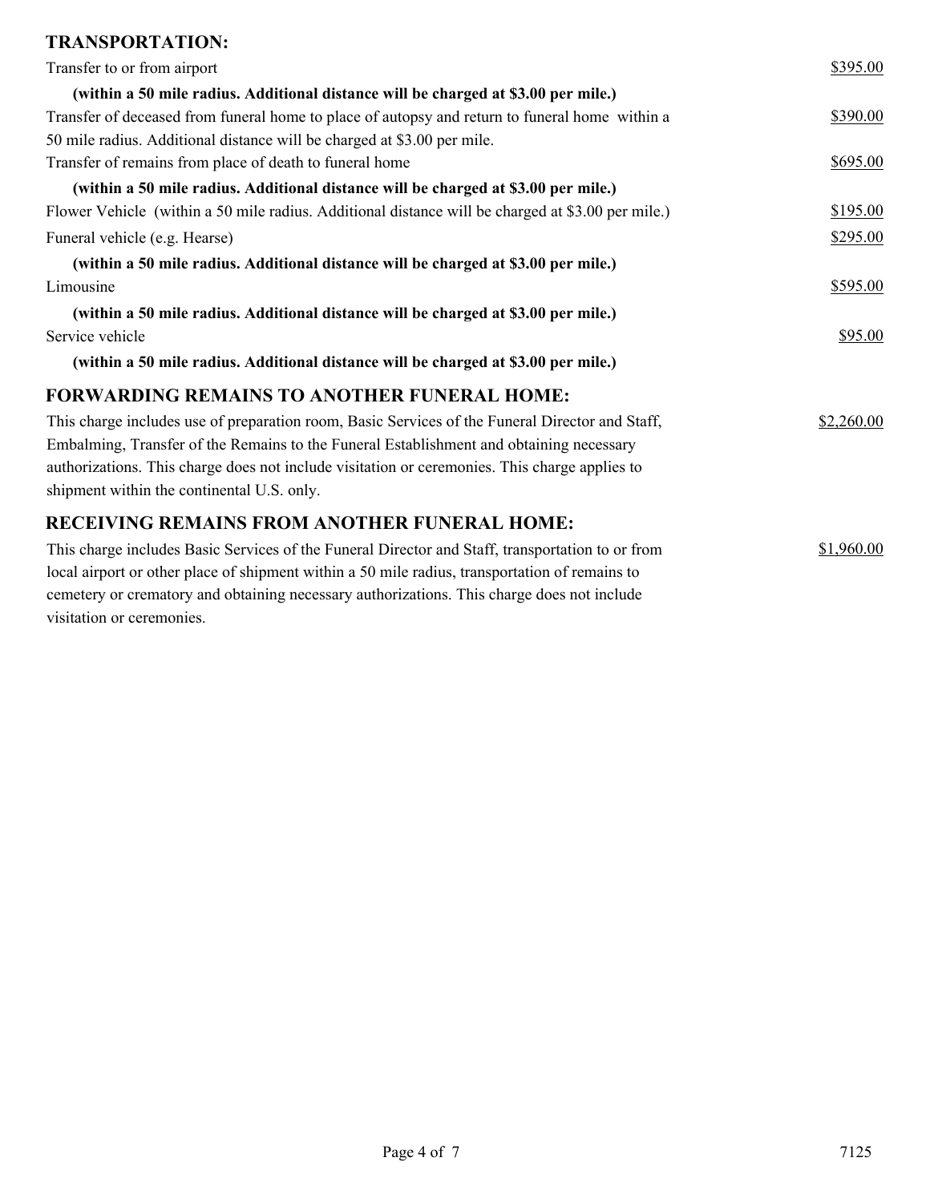## TRANSPORTATION:

Transfer to or from airport $395.00

**(within a 50 mile radius. Additional distance will be charged at $3.00 per mile.)**

Transfer of deceased from funeral home to place of autopsy and return to funeral home within a 50 mile radius. Additional distance will be charged at $3.00 per mile. $390.00

Transfer of remains from place of death to funeral home $695.00

**(within a 50 mile radius. Additional distance will be charged at $3.00 per mile.)**

Flower Vehicle (within a 50 mile radius. Additional distance will be charged at $3.00 per mile.) $195.00

Funeral vehicle (e.g. Hearse) $295.00

**(within a 50 mile radius. Additional distance will be charged at $3.00 per mile.)**

Limousine $595.00

**(within a 50 mile radius. Additional distance will be charged at $3.00 per mile.)**

Service vehicle $95.00

**(within a 50 mile radius. Additional distance will be charged at $3.00 per mile.)**

## FORWARDING REMAINS TO ANOTHER FUNERAL HOME:

This charge includes use of preparation room, Basic Services of the Funeral Director and Staff, Embalming, Transfer of the Remains to the Funeral Establishment and obtaining necessary authorizations. This charge does not include visitation or ceremonies. This charge applies to shipment within the continental U.S. only. $2,260.00

## RECEIVING REMAINS FROM ANOTHER FUNERAL HOME:

This charge includes Basic Services of the Funeral Director and Staff, transportation to or from local airport or other place of shipment within a 50 mile radius, transportation of remains to cemetery or crematory and obtaining necessary authorizations. This charge does not include visitation or ceremonies. $1,960.00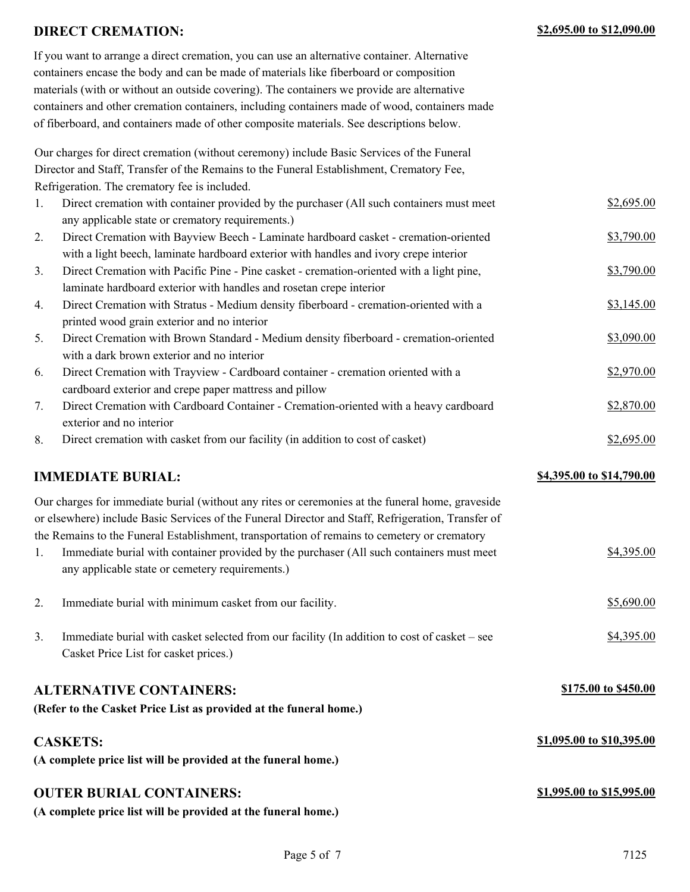## DIRECT CREMATION: **$2,695.00 to $12,090.00**

If you want to arrange a direct cremation, you can use an alternative container. Alternative containers encase the body and can be made of materials like fiberboard or composition materials (with or without an outside covering). The containers we provide are alternative containers and other cremation containers, including containers made of wood, containers made of fiberboard, and containers made of other composite materials. See descriptions below.

Our charges for direct cremation (without ceremony) include Basic Services of the Funeral Director and Staff, Transfer of the Remains to the Funeral Establishment, Crematory Fee, Refrigeration. The crematory fee is included.

| | Description | Price |
|---|---|---|
| 1. | Direct cremation with container provided by the purchaser (All such containers must meet any applicable state or crematory requirements.) | $2,695.00 |
| 2. | Direct Cremation with Bayview Beech - Laminate hardboard casket - cremation-oriented with a light beech, laminate hardboard exterior with handles and ivory crepe interior | $3,790.00 |
| 3. | Direct Cremation with Pacific Pine - Pine casket - cremation-oriented with a light pine, laminate hardboard exterior with handles and rosetan crepe interior | $3,790.00 |
| 4. | Direct Cremation with Stratus - Medium density fiberboard - cremation-oriented with a printed wood grain exterior and no interior | $3,145.00 |
| 5. | Direct Cremation with Brown Standard - Medium density fiberboard - cremation-oriented with a dark brown exterior and no interior | $3,090.00 |
| 6. | Direct Cremation with Trayview - Cardboard container - cremation oriented with a cardboard exterior and crepe paper mattress and pillow | $2,970.00 |
| 7. | Direct Cremation with Cardboard Container - Cremation-oriented with a heavy cardboard exterior and no interior | $2,870.00 |
| 8. | Direct cremation with casket from our facility (in addition to cost of casket) | $2,695.00 |

## IMMEDIATE BURIAL: **$4,395.00 to $14,790.00**

Our charges for immediate burial (without any rites or ceremonies at the funeral home, graveside or elsewhere) include Basic Services of the Funeral Director and Staff, Refrigeration, Transfer of the Remains to the Funeral Establishment, transportation of remains to cemetery or crematory

| | Description | Price |
|---|---|---|
| 1. | Immediate burial with container provided by the purchaser (All such containers must meet any applicable state or cemetery requirements.) | $4,395.00 |
| 2. | Immediate burial with minimum casket from our facility. | $5,690.00 |
| 3. | Immediate burial with casket selected from our facility (In addition to cost of casket – see Casket Price List for casket prices.) | $4,395.00 |

## ALTERNATIVE CONTAINERS: **$175.00 to $450.00**

**(Refer to the Casket Price List as provided at the funeral home.)**

## CASKETS: **$1,095.00 to $10,395.00**

**(A complete price list will be provided at the funeral home.)**

## OUTER BURIAL CONTAINERS: **$1,995.00 to $15,995.00**

**(A complete price list will be provided at the funeral home.)**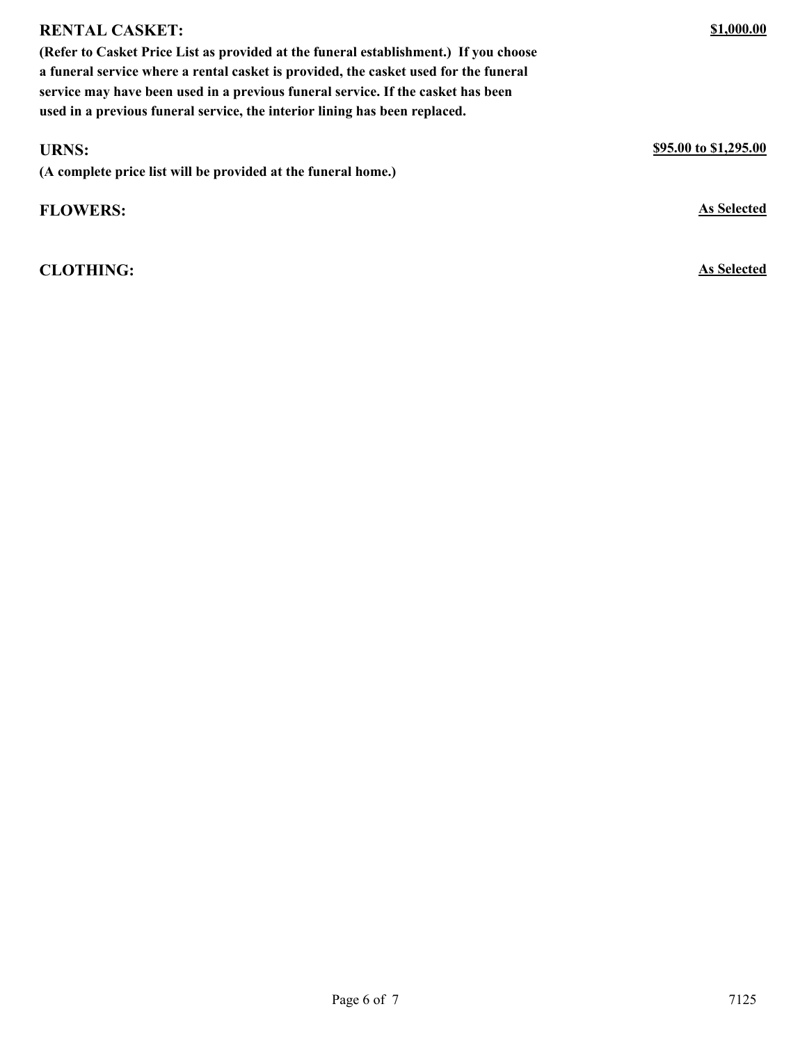**RENTAL CASKET:** **$1,000.00**

**(Refer to Casket Price List as provided at the funeral establishment.) If you choose a funeral service where a rental casket is provided, the casket used for the funeral service may have been used in a previous funeral service. If the casket has been used in a previous funeral service, the interior lining has been replaced.**

**URNS:** **$95.00 to $1,295.00**

**(A complete price list will be provided at the funeral home.)**

**FLOWERS:** **As Selected**

**CLOTHING:** **As Selected**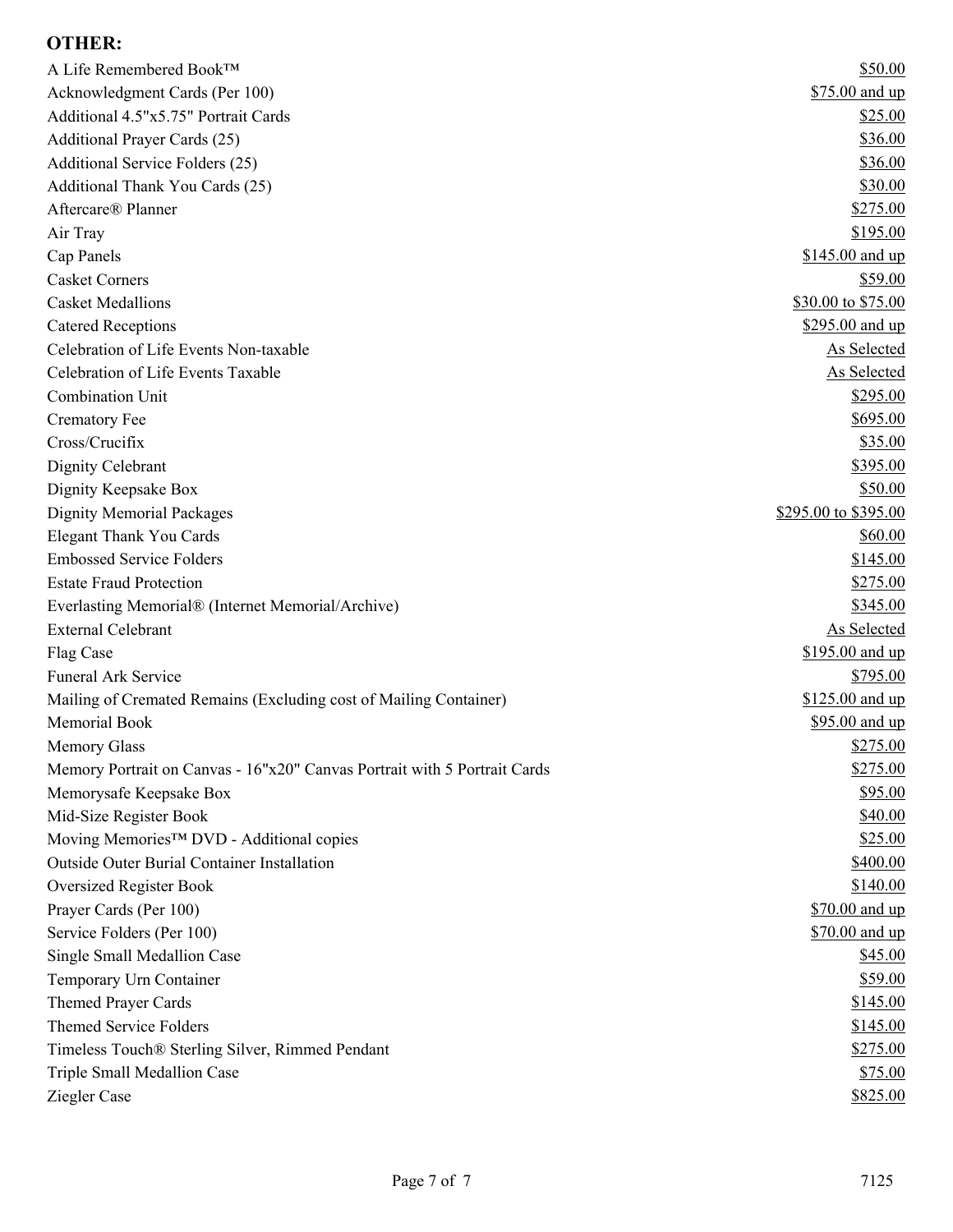## OTHER:

| Item | Price |
|---|---|
| A Life Remembered Book™ | $50.00 |
| Acknowledgment Cards (Per 100) | $75.00 and up |
| Additional 4.5"x5.75" Portrait Cards | $25.00 |
| Additional Prayer Cards (25) | $36.00 |
| Additional Service Folders (25) | $36.00 |
| Additional Thank You Cards (25) | $30.00 |
| Aftercare® Planner | $275.00 |
| Air Tray | $195.00 |
| Cap Panels | $145.00 and up |
| Casket Corners | $59.00 |
| Casket Medallions | $30.00 to $75.00 |
| Catered Receptions | $295.00 and up |
| Celebration of Life Events Non-taxable | As Selected |
| Celebration of Life Events Taxable | As Selected |
| Combination Unit | $295.00 |
| Crematory Fee | $695.00 |
| Cross/Crucifix | $35.00 |
| Dignity Celebrant | $395.00 |
| Dignity Keepsake Box | $50.00 |
| Dignity Memorial Packages | $295.00 to $395.00 |
| Elegant Thank You Cards | $60.00 |
| Embossed Service Folders | $145.00 |
| Estate Fraud Protection | $275.00 |
| Everlasting Memorial® (Internet Memorial/Archive) | $345.00 |
| External Celebrant | As Selected |
| Flag Case | $195.00 and up |
| Funeral Ark Service | $795.00 |
| Mailing of Cremated Remains (Excluding cost of Mailing Container) | $125.00 and up |
| Memorial Book | $95.00 and up |
| Memory Glass | $275.00 |
| Memory Portrait on Canvas - 16"x20" Canvas Portrait with 5 Portrait Cards | $275.00 |
| Memorysafe Keepsake Box | $95.00 |
| Mid-Size Register Book | $40.00 |
| Moving Memories™ DVD - Additional copies | $25.00 |
| Outside Outer Burial Container Installation | $400.00 |
| Oversized Register Book | $140.00 |
| Prayer Cards (Per 100) | $70.00 and up |
| Service Folders (Per 100) | $70.00 and up |
| Single Small Medallion Case | $45.00 |
| Temporary Urn Container | $59.00 |
| Themed Prayer Cards | $145.00 |
| Themed Service Folders | $145.00 |
| Timeless Touch® Sterling Silver, Rimmed Pendant | $275.00 |
| Triple Small Medallion Case | $75.00 |
| Ziegler Case | $825.00 |

7125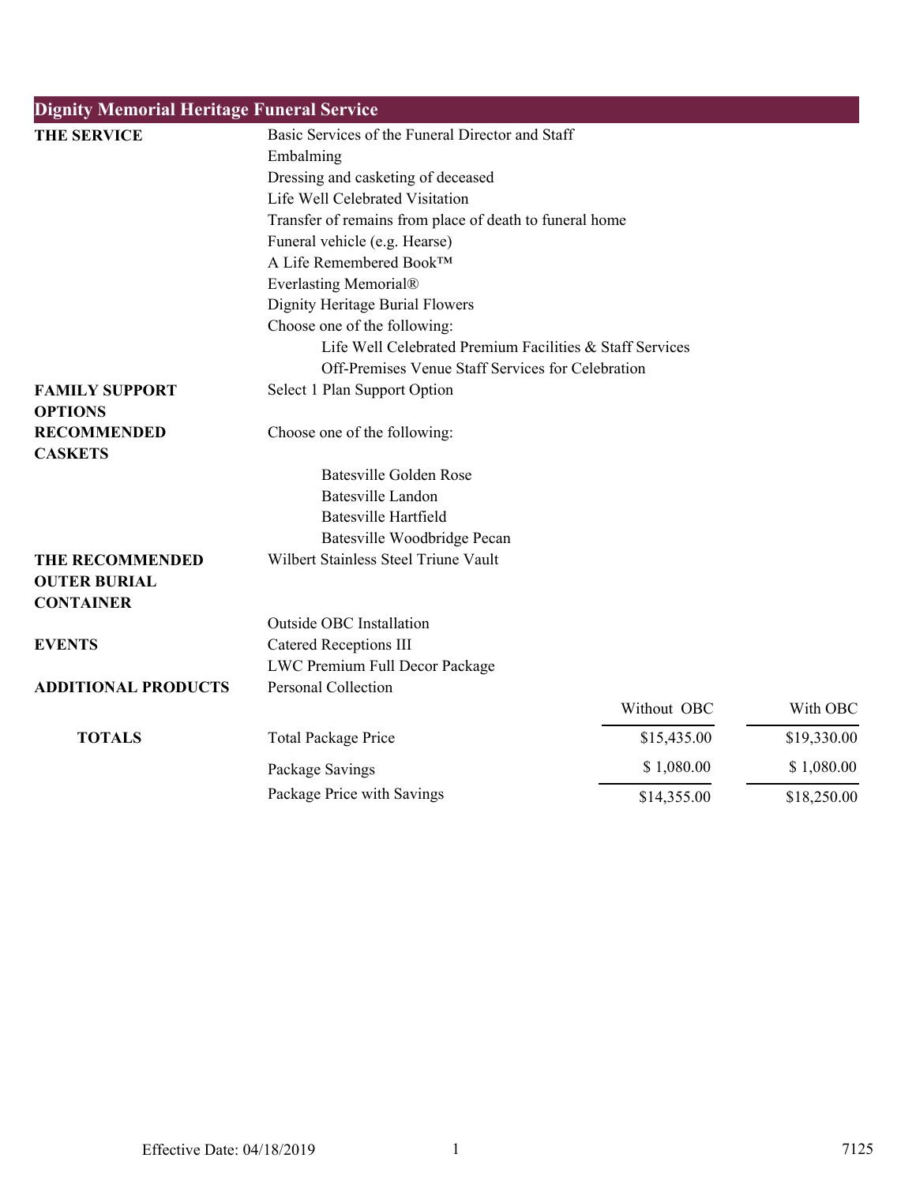## Dignity Memorial Heritage Funeral Service

| | | | |
|---|---|---|---|
| **THE SERVICE** | Basic Services of the Funeral Director and Staff | | |
| | Embalming | | |
| | Dressing and casketing of deceased | | |
| | Life Well Celebrated Visitation | | |
| | Transfer of remains from place of death to funeral home | | |
| | Funeral vehicle (e.g. Hearse) | | |
| | A Life Remembered Book™ | | |
| | Everlasting Memorial® | | |
| | Dignity Heritage Burial Flowers | | |
| | Choose one of the following: | | |
| | Life Well Celebrated Premium Facilities & Staff Services | | |
| | Off-Premises Venue Staff Services for Celebration | | |
| **FAMILY SUPPORT OPTIONS** | Select 1 Plan Support Option | | |
| **RECOMMENDED CASKETS** | Choose one of the following: | | |
| | Batesville Golden Rose | | |
| | Batesville Landon | | |
| | Batesville Hartfield | | |
| | Batesville Woodbridge Pecan | | |
| **THE RECOMMENDED OUTER BURIAL CONTAINER** | Wilbert Stainless Steel Triune Vault | | |
| | Outside OBC Installation | | |
| **EVENTS** | Catered Receptions III | | |
| | LWC Premium Full Decor Package | | |
| **ADDITIONAL PRODUCTS** | Personal Collection | | |
| | | Without OBC | With OBC |
| **TOTALS** | Total Package Price | $15,435.00 | $19,330.00 |
| | Package Savings | $ 1,080.00 | $ 1,080.00 |
| | Package Price with Savings | $14,355.00 | $18,250.00 |

Effective Date: 04/18/2019

7125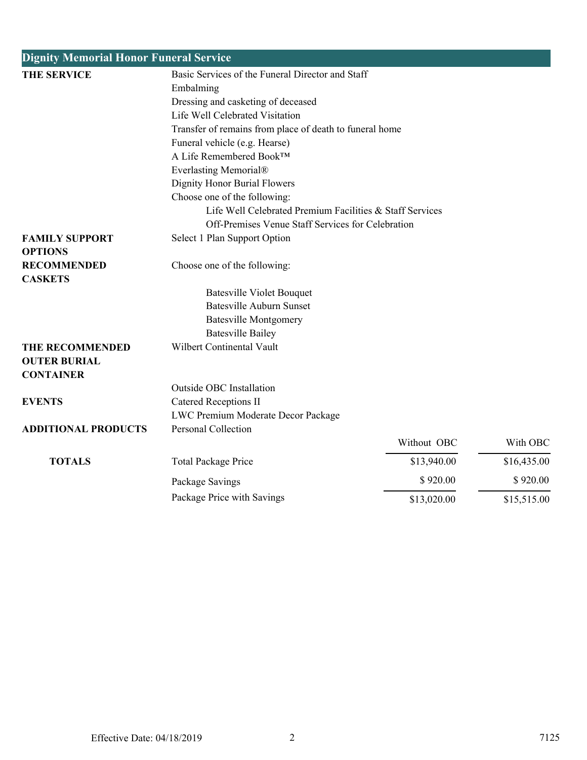## Dignity Memorial Honor Funeral Service

| | | | |
|---|---|---|---|
| **THE SERVICE** | Basic Services of the Funeral Director and Staff | | |
| | Embalming | | |
| | Dressing and casketing of deceased | | |
| | Life Well Celebrated Visitation | | |
| | Transfer of remains from place of death to funeral home | | |
| | Funeral vehicle (e.g. Hearse) | | |
| | A Life Remembered Book™ | | |
| | Everlasting Memorial® | | |
| | Dignity Honor Burial Flowers | | |
| | Choose one of the following: | | |
| | Life Well Celebrated Premium Facilities & Staff Services | | |
| | Off-Premises Venue Staff Services for Celebration | | |
| **FAMILY SUPPORT OPTIONS** | Select 1 Plan Support Option | | |
| **RECOMMENDED CASKETS** | Choose one of the following: | | |
| | Batesville Violet Bouquet | | |
| | Batesville Auburn Sunset | | |
| | Batesville Montgomery | | |
| | Batesville Bailey | | |
| **THE RECOMMENDED OUTER BURIAL CONTAINER** | Wilbert Continental Vault | | |
| | Outside OBC Installation | | |
| **EVENTS** | Catered Receptions II | | |
| | LWC Premium Moderate Decor Package | | |
| **ADDITIONAL PRODUCTS** | Personal Collection | | |
| | | Without OBC | With OBC |
| **TOTALS** | Total Package Price | $13,940.00 | $16,435.00 |
| | Package Savings | $ 920.00 | $ 920.00 |
| | Package Price with Savings | $13,020.00 | $15,515.00 |

Effective Date: 04/18/2019

7125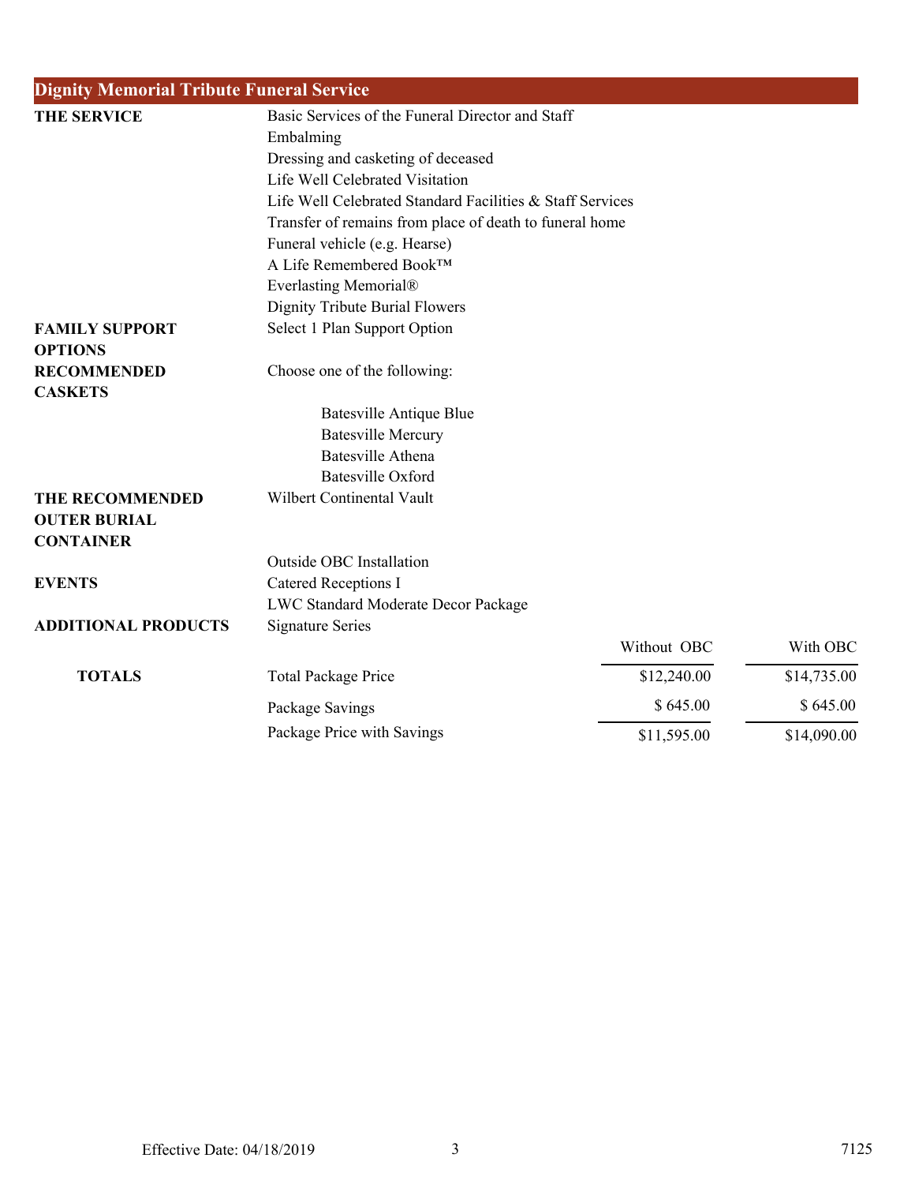## Dignity Memorial Tribute Funeral Service

| | | | |
|---|---|---|---|
| **THE SERVICE** | Basic Services of the Funeral Director and Staff | | |
| | Embalming | | |
| | Dressing and casketing of deceased | | |
| | Life Well Celebrated Visitation | | |
| | Life Well Celebrated Standard Facilities & Staff Services | | |
| | Transfer of remains from place of death to funeral home | | |
| | Funeral vehicle (e.g. Hearse) | | |
| | A Life Remembered Book™ | | |
| | Everlasting Memorial® | | |
| | Dignity Tribute Burial Flowers | | |
| **FAMILY SUPPORT OPTIONS** | Select 1 Plan Support Option | | |
| **RECOMMENDED CASKETS** | Choose one of the following: | | |
| | Batesville Antique Blue | | |
| | Batesville Mercury | | |
| | Batesville Athena | | |
| | Batesville Oxford | | |
| **THE RECOMMENDED OUTER BURIAL CONTAINER** | Wilbert Continental Vault | | |
| | Outside OBC Installation | | |
| **EVENTS** | Catered Receptions I | | |
| | LWC Standard Moderate Decor Package | | |
| **ADDITIONAL PRODUCTS** | Signature Series | | |
| | | Without OBC | With OBC |
| **TOTALS** | Total Package Price | $12,240.00 | $14,735.00 |
| | Package Savings | $ 645.00 | $ 645.00 |
| | Package Price with Savings | $11,595.00 | $14,090.00 |

Effective Date: 04/18/2019

7125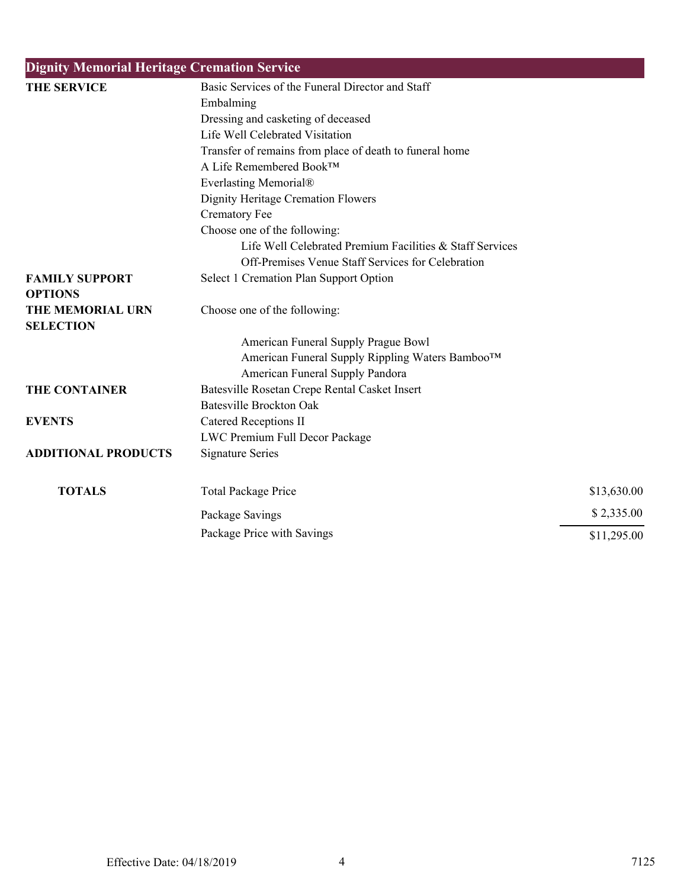## Dignity Memorial Heritage Cremation Service

| | | |
|---|---|---|
| **THE SERVICE** | Basic Services of the Funeral Director and Staff | |
| | Embalming | |
| | Dressing and casketing of deceased | |
| | Life Well Celebrated Visitation | |
| | Transfer of remains from place of death to funeral home | |
| | A Life Remembered Book™ | |
| | Everlasting Memorial® | |
| | Dignity Heritage Cremation Flowers | |
| | Crematory Fee | |
| | Choose one of the following: | |
| | Life Well Celebrated Premium Facilities & Staff Services | |
| | Off-Premises Venue Staff Services for Celebration | |
| **FAMILY SUPPORT OPTIONS** | Select 1 Cremation Plan Support Option | |
| **THE MEMORIAL URN SELECTION** | Choose one of the following: | |
| | American Funeral Supply Prague Bowl | |
| | American Funeral Supply Rippling Waters Bamboo™ | |
| | American Funeral Supply Pandora | |
| **THE CONTAINER** | Batesville Rosetan Crepe Rental Casket Insert | |
| | Batesville Brockton Oak | |
| **EVENTS** | Catered Receptions II | |
| | LWC Premium Full Decor Package | |
| **ADDITIONAL PRODUCTS** | Signature Series | |
| **TOTALS** | Total Package Price | $13,630.00 |
| | Package Savings | $ 2,335.00 |
| | Package Price with Savings | $11,295.00 |

Effective Date: 04/18/2019

7125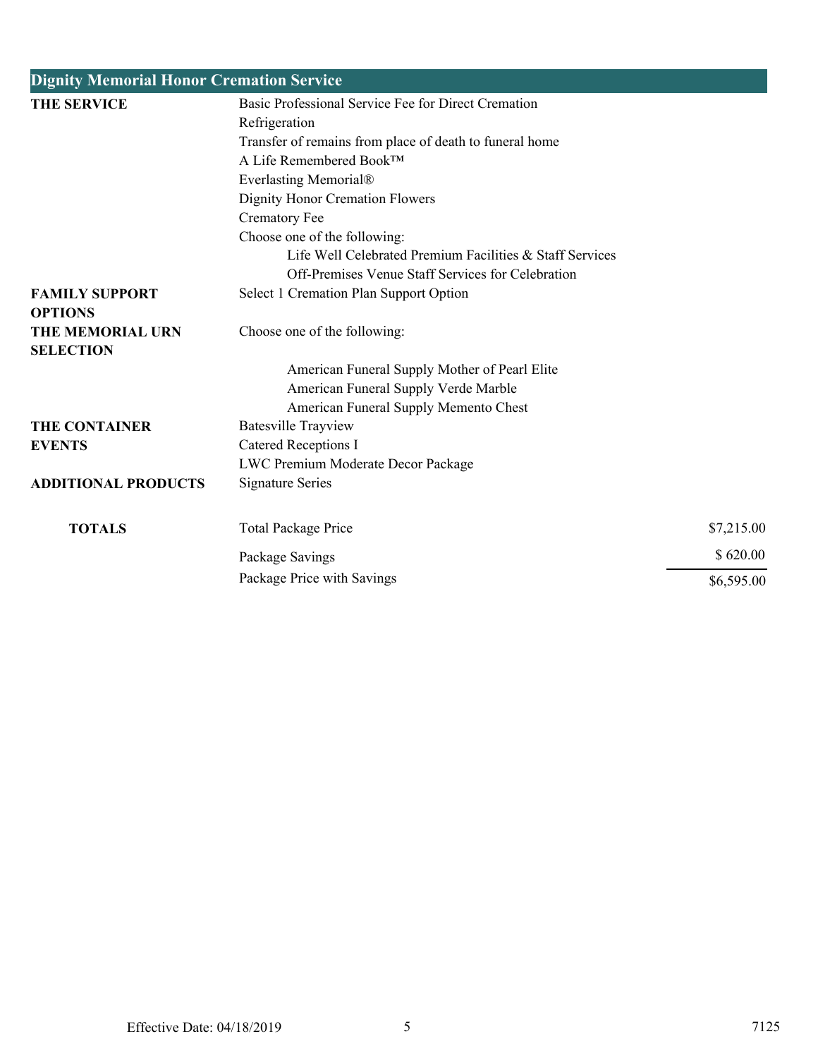## Dignity Memorial Honor Cremation Service

| | | |
|---|---|---|
| **THE SERVICE** | Basic Professional Service Fee for Direct Cremation | |
| | Refrigeration | |
| | Transfer of remains from place of death to funeral home | |
| | A Life Remembered Book™ | |
| | Everlasting Memorial® | |
| | Dignity Honor Cremation Flowers | |
| | Crematory Fee | |
| | Choose one of the following: | |
| | Life Well Celebrated Premium Facilities & Staff Services | |
| | Off-Premises Venue Staff Services for Celebration | |
| **FAMILY SUPPORT OPTIONS** | Select 1 Cremation Plan Support Option | |
| **THE MEMORIAL URN SELECTION** | Choose one of the following: | |
| | American Funeral Supply Mother of Pearl Elite | |
| | American Funeral Supply Verde Marble | |
| | American Funeral Supply Memento Chest | |
| **THE CONTAINER** | Batesville Trayview | |
| **EVENTS** | Catered Receptions I | |
| | LWC Premium Moderate Decor Package | |
| **ADDITIONAL PRODUCTS** | Signature Series | |
| **TOTALS** | Total Package Price | $7,215.00 |
| | Package Savings | $ 620.00 |
| | Package Price with Savings | $6,595.00 |

Effective Date: 04/18/2019

7125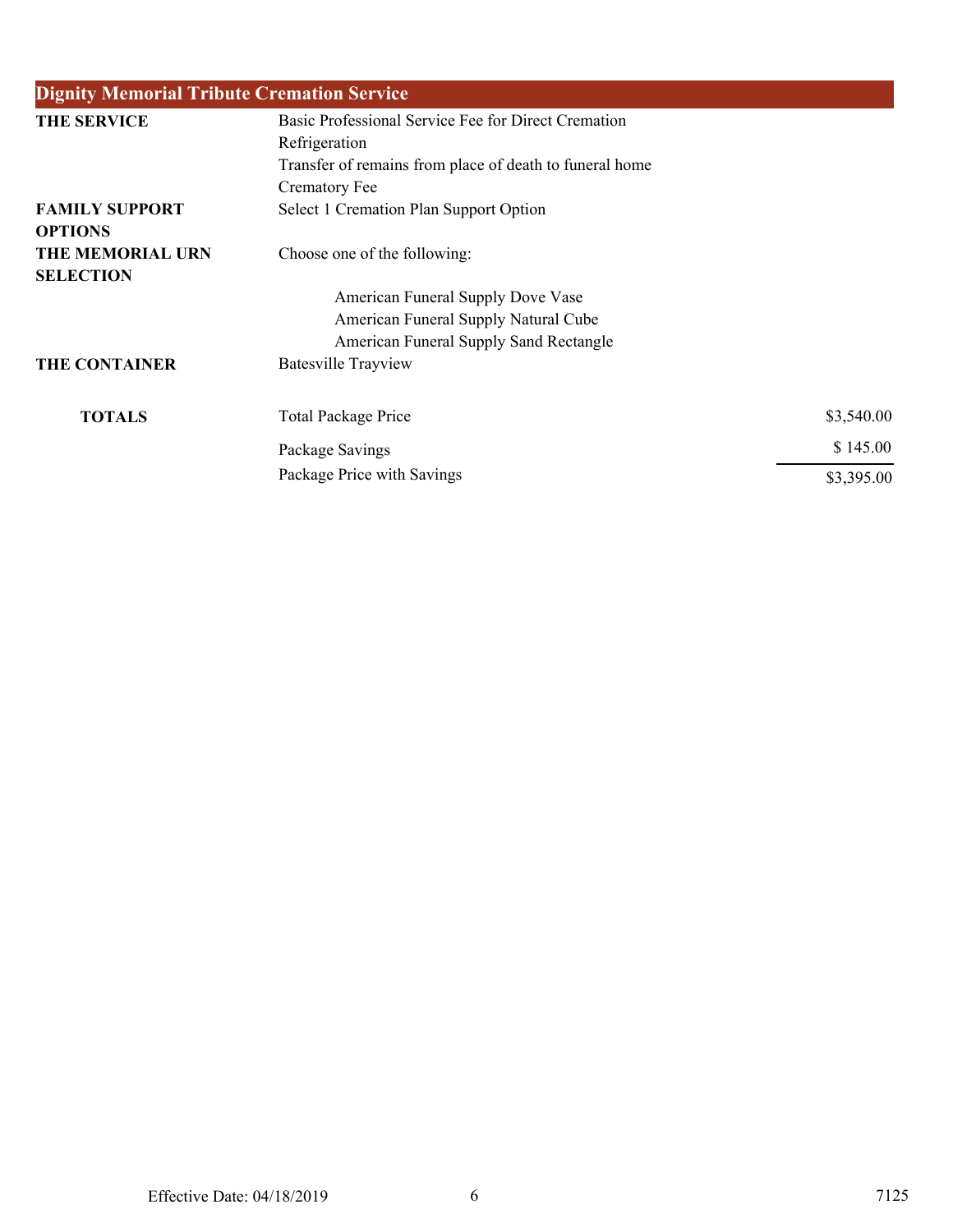## Dignity Memorial Tribute Cremation Service

| | | |
|---|---|---|
| **THE SERVICE** | Basic Professional Service Fee for Direct Cremation | |
| | Refrigeration | |
| | Transfer of remains from place of death to funeral home | |
| | Crematory Fee | |
| **FAMILY SUPPORT OPTIONS** | Select 1 Cremation Plan Support Option | |
| **THE MEMORIAL URN SELECTION** | Choose one of the following: | |
| | American Funeral Supply Dove Vase | |
| | American Funeral Supply Natural Cube | |
| | American Funeral Supply Sand Rectangle | |
| **THE CONTAINER** | Batesville Trayview | |
| **TOTALS** | Total Package Price | $3,540.00 |
| | Package Savings | $ 145.00 |
| | Package Price with Savings | $3,395.00 |

Effective Date: 04/18/2019

7125